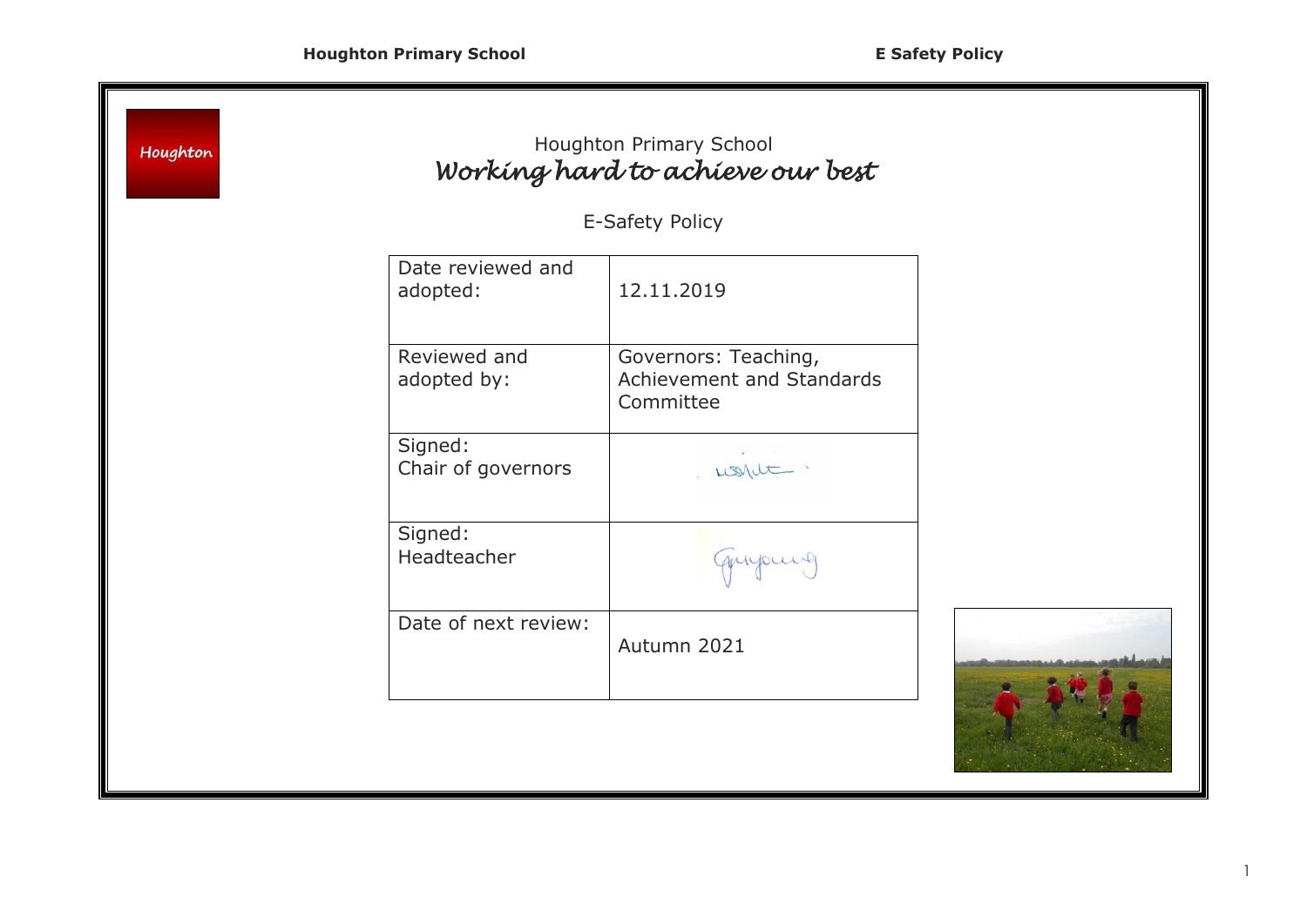Houghton

# Houghton Primary School

*Working hard to achieve our best*

E-Safety Policy

| | |
|---|---|
| Date reviewed and adopted: | 12.11.2019 |
| Reviewed and adopted by: | Governors: Teaching, Achievement and Standards Committee |
| Signed: Chair of governors | |
| Signed: Headteacher | |
| Date of next review: | Autumn 2021 |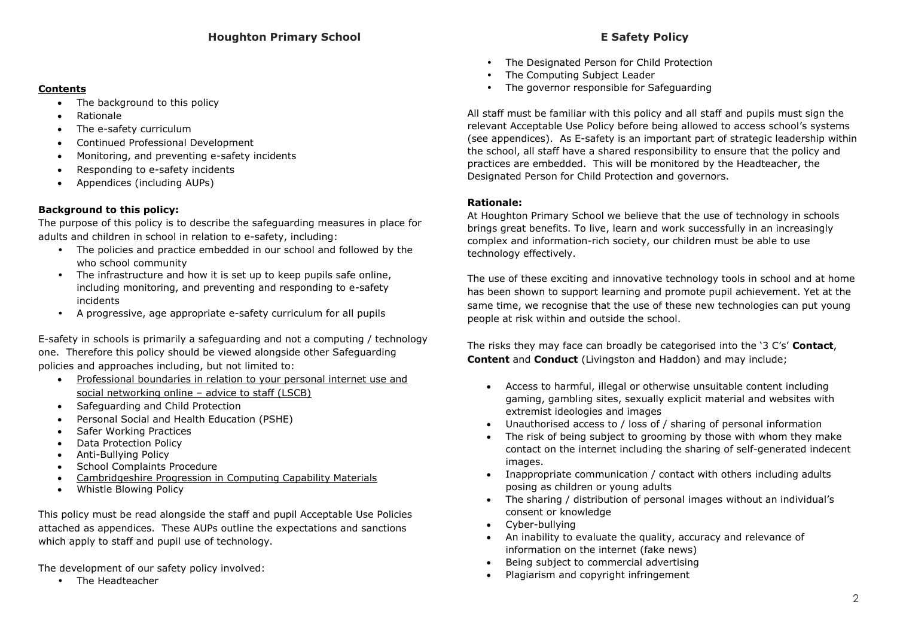**Contents**

- The background to this policy
- Rationale
- The e-safety curriculum
- Continued Professional Development
- Monitoring, and preventing e-safety incidents
- Responding to e-safety incidents
- Appendices (including AUPs)

**Background to this policy:**

The purpose of this policy is to describe the safeguarding measures in place for adults and children in school in relation to e-safety, including:

- The policies and practice embedded in our school and followed by the who school community
- The infrastructure and how it is set up to keep pupils safe online, including monitoring, and preventing and responding to e-safety incidents
- A progressive, age appropriate e-safety curriculum for all pupils

E-safety in schools is primarily a safeguarding and not a computing / technology one. Therefore this policy should be viewed alongside other Safeguarding policies and approaches including, but not limited to:

- Professional boundaries in relation to your personal internet use and social networking online – advice to staff (LSCB)
- Safeguarding and Child Protection
- Personal Social and Health Education (PSHE)
- Safer Working Practices
- Data Protection Policy
- Anti-Bullying Policy
- School Complaints Procedure
- Cambridgeshire Progression in Computing Capability Materials
- Whistle Blowing Policy

This policy must be read alongside the staff and pupil Acceptable Use Policies attached as appendices. These AUPs outline the expectations and sanctions which apply to staff and pupil use of technology.

The development of our safety policy involved:

- The Headteacher
- The Designated Person for Child Protection
- The Computing Subject Leader
- The governor responsible for Safeguarding

All staff must be familiar with this policy and all staff and pupils must sign the relevant Acceptable Use Policy before being allowed to access school's systems (see appendices). As E-safety is an important part of strategic leadership within the school, all staff have a shared responsibility to ensure that the policy and practices are embedded. This will be monitored by the Headteacher, the Designated Person for Child Protection and governors.

**Rationale:**

At Houghton Primary School we believe that the use of technology in schools brings great benefits. To live, learn and work successfully in an increasingly complex and information-rich society, our children must be able to use technology effectively.

The use of these exciting and innovative technology tools in school and at home has been shown to support learning and promote pupil achievement. Yet at the same time, we recognise that the use of these new technologies can put young people at risk within and outside the school.

The risks they may face can broadly be categorised into the '3 C's' **Contact**, **Content** and **Conduct** (Livingston and Haddon) and may include;

- Access to harmful, illegal or otherwise unsuitable content including gaming, gambling sites, sexually explicit material and websites with extremist ideologies and images
- Unauthorised access to / loss of / sharing of personal information
- The risk of being subject to grooming by those with whom they make contact on the internet including the sharing of self-generated indecent images.
- Inappropriate communication / contact with others including adults posing as children or young adults
- The sharing / distribution of personal images without an individual's consent or knowledge
- Cyber-bullying
- An inability to evaluate the quality, accuracy and relevance of information on the internet (fake news)
- Being subject to commercial advertising
- Plagiarism and copyright infringement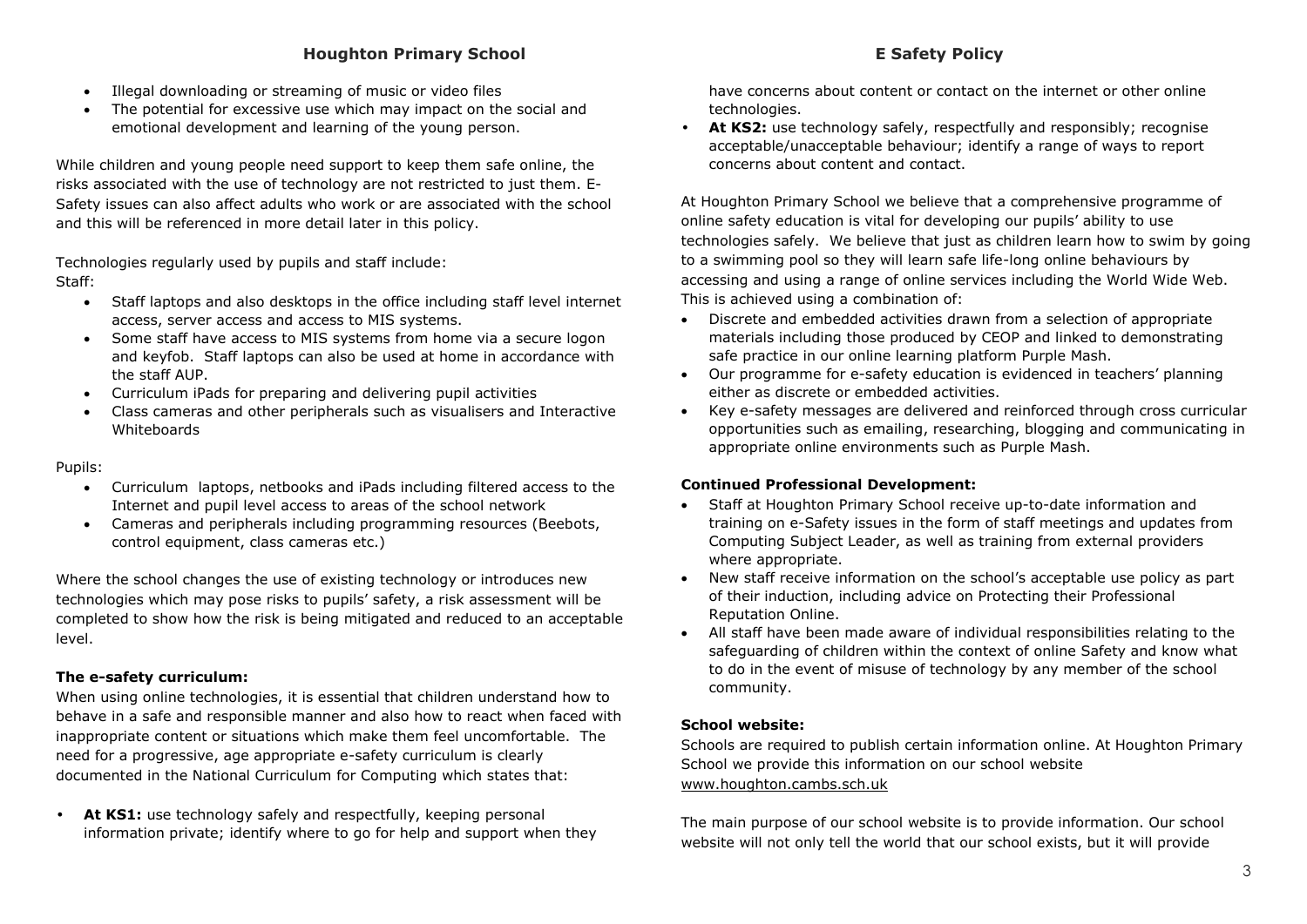- Illegal downloading or streaming of music or video files
- The potential for excessive use which may impact on the social and emotional development and learning of the young person.

While children and young people need support to keep them safe online, the risks associated with the use of technology are not restricted to just them. E-Safety issues can also affect adults who work or are associated with the school and this will be referenced in more detail later in this policy.

Technologies regularly used by pupils and staff include:
Staff:

- Staff laptops and also desktops in the office including staff level internet access, server access and access to MIS systems.
- Some staff have access to MIS systems from home via a secure logon and keyfob. Staff laptops can also be used at home in accordance with the staff AUP.
- Curriculum iPads for preparing and delivering pupil activities
- Class cameras and other peripherals such as visualisers and Interactive Whiteboards

Pupils:

- Curriculum laptops, netbooks and iPads including filtered access to the Internet and pupil level access to areas of the school network
- Cameras and peripherals including programming resources (Beebots, control equipment, class cameras etc.)

Where the school changes the use of existing technology or introduces new technologies which may pose risks to pupils' safety, a risk assessment will be completed to show how the risk is being mitigated and reduced to an acceptable level.

**The e-safety curriculum:**

When using online technologies, it is essential that children understand how to behave in a safe and responsible manner and also how to react when faced with inappropriate content or situations which make them feel uncomfortable. The need for a progressive, age appropriate e-safety curriculum is clearly documented in the National Curriculum for Computing which states that:

- **At KS1:** use technology safely and respectfully, keeping personal information private; identify where to go for help and support when they have concerns about content or contact on the internet or other online technologies.
- **At KS2:** use technology safely, respectfully and responsibly; recognise acceptable/unacceptable behaviour; identify a range of ways to report concerns about content and contact.

At Houghton Primary School we believe that a comprehensive programme of online safety education is vital for developing our pupils' ability to use technologies safely. We believe that just as children learn how to swim by going to a swimming pool so they will learn safe life-long online behaviours by accessing and using a range of online services including the World Wide Web. This is achieved using a combination of:

- Discrete and embedded activities drawn from a selection of appropriate materials including those produced by CEOP and linked to demonstrating safe practice in our online learning platform Purple Mash.
- Our programme for e-safety education is evidenced in teachers' planning either as discrete or embedded activities.
- Key e-safety messages are delivered and reinforced through cross curricular opportunities such as emailing, researching, blogging and communicating in appropriate online environments such as Purple Mash.

**Continued Professional Development:**

- Staff at Houghton Primary School receive up-to-date information and training on e-Safety issues in the form of staff meetings and updates from Computing Subject Leader, as well as training from external providers where appropriate.
- New staff receive information on the school's acceptable use policy as part of their induction, including advice on Protecting their Professional Reputation Online.
- All staff have been made aware of individual responsibilities relating to the safeguarding of children within the context of online Safety and know what to do in the event of misuse of technology by any member of the school community.

**School website:**

Schools are required to publish certain information online. At Houghton Primary School we provide this information on our school website www.houghton.cambs.sch.uk

The main purpose of our school website is to provide information. Our school website will not only tell the world that our school exists, but it will provide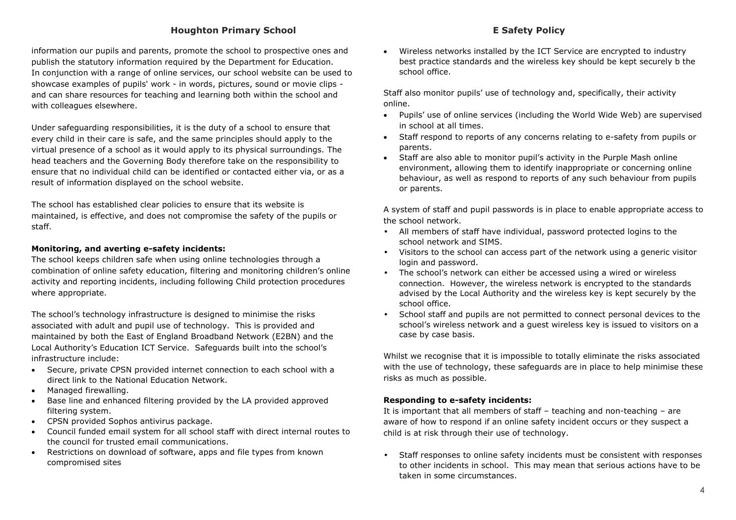information our pupils and parents, promote the school to prospective ones and publish the statutory information required by the Department for Education. In conjunction with a range of online services, our school website can be used to showcase examples of pupils' work - in words, pictures, sound or movie clips - and can share resources for teaching and learning both within the school and with colleagues elsewhere.

Under safeguarding responsibilities, it is the duty of a school to ensure that every child in their care is safe, and the same principles should apply to the virtual presence of a school as it would apply to its physical surroundings. The head teachers and the Governing Body therefore take on the responsibility to ensure that no individual child can be identified or contacted either via, or as a result of information displayed on the school website.

The school has established clear policies to ensure that its website is maintained, is effective, and does not compromise the safety of the pupils or staff.

**Monitoring, and averting e-safety incidents:**

The school keeps children safe when using online technologies through a combination of online safety education, filtering and monitoring children's online activity and reporting incidents, including following Child protection procedures where appropriate.

The school's technology infrastructure is designed to minimise the risks associated with adult and pupil use of technology. This is provided and maintained by both the East of England Broadband Network (E2BN) and the Local Authority's Education ICT Service. Safeguards built into the school's infrastructure include:

- Secure, private CPSN provided internet connection to each school with a direct link to the National Education Network.
- Managed firewalling.
- Base line and enhanced filtering provided by the LA provided approved filtering system.
- CPSN provided Sophos antivirus package.
- Council funded email system for all school staff with direct internal routes to the council for trusted email communications.
- Restrictions on download of software, apps and file types from known compromised sites
- Wireless networks installed by the ICT Service are encrypted to industry best practice standards and the wireless key should be kept securely b the school office.

Staff also monitor pupils' use of technology and, specifically, their activity online.

- Pupils' use of online services (including the World Wide Web) are supervised in school at all times.
- Staff respond to reports of any concerns relating to e-safety from pupils or parents.
- Staff are also able to monitor pupil's activity in the Purple Mash online environment, allowing them to identify inappropriate or concerning online behaviour, as well as respond to reports of any such behaviour from pupils or parents.

A system of staff and pupil passwords is in place to enable appropriate access to the school network.

- All members of staff have individual, password protected logins to the school network and SIMS.
- Visitors to the school can access part of the network using a generic visitor login and password.
- The school's network can either be accessed using a wired or wireless connection. However, the wireless network is encrypted to the standards advised by the Local Authority and the wireless key is kept securely by the school office.
- School staff and pupils are not permitted to connect personal devices to the school's wireless network and a guest wireless key is issued to visitors on a case by case basis.

Whilst we recognise that it is impossible to totally eliminate the risks associated with the use of technology, these safeguards are in place to help minimise these risks as much as possible.

**Responding to e-safety incidents:**

It is important that all members of staff – teaching and non-teaching – are aware of how to respond if an online safety incident occurs or they suspect a child is at risk through their use of technology.

- Staff responses to online safety incidents must be consistent with responses to other incidents in school. This may mean that serious actions have to be taken in some circumstances.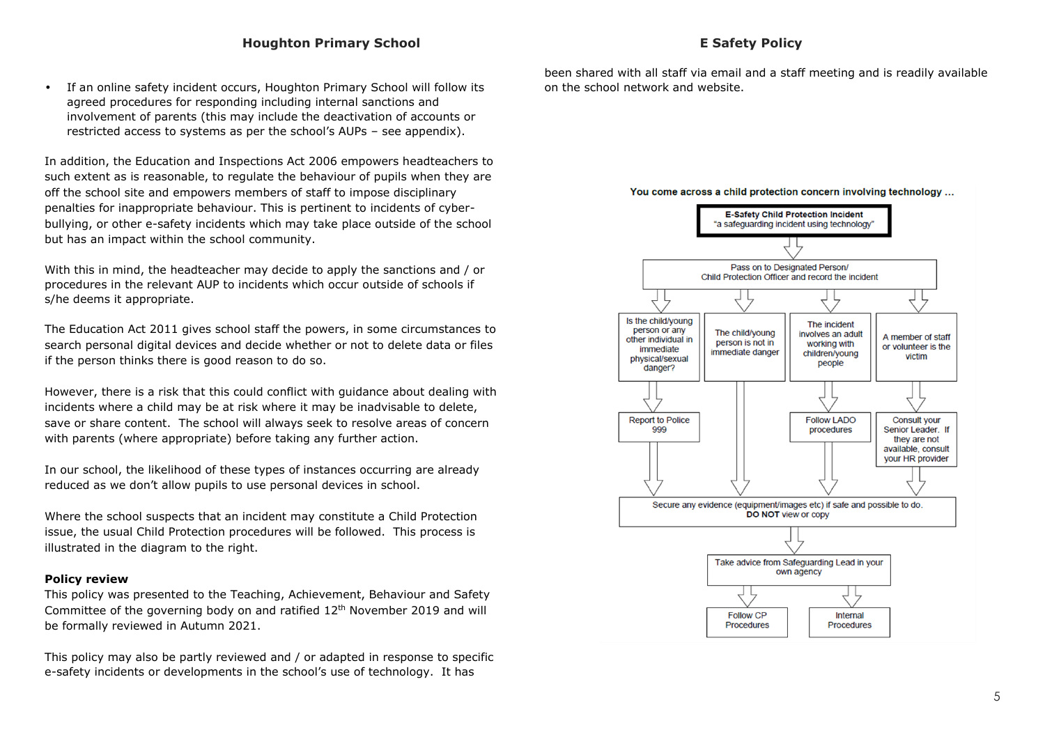- If an online safety incident occurs, Houghton Primary School will follow its agreed procedures for responding including internal sanctions and involvement of parents (this may include the deactivation of accounts or restricted access to systems as per the school's AUPs – see appendix).

In addition, the Education and Inspections Act 2006 empowers headteachers to such extent as is reasonable, to regulate the behaviour of pupils when they are off the school site and empowers members of staff to impose disciplinary penalties for inappropriate behaviour. This is pertinent to incidents of cyber-bullying, or other e-safety incidents which may take place outside of the school but has an impact within the school community.

With this in mind, the headteacher may decide to apply the sanctions and / or procedures in the relevant AUP to incidents which occur outside of schools if s/he deems it appropriate.

The Education Act 2011 gives school staff the powers, in some circumstances to search personal digital devices and decide whether or not to delete data or files if the person thinks there is good reason to do so.

However, there is a risk that this could conflict with guidance about dealing with incidents where a child may be at risk where it may be inadvisable to delete, save or share content. The school will always seek to resolve areas of concern with parents (where appropriate) before taking any further action.

In our school, the likelihood of these types of instances occurring are already reduced as we don't allow pupils to use personal devices in school.

Where the school suspects that an incident may constitute a Child Protection issue, the usual Child Protection procedures will be followed. This process is illustrated in the diagram to the right.

**Policy review**

This policy was presented to the Teaching, Achievement, Behaviour and Safety Committee of the governing body on and ratified 12th November 2019 and will be formally reviewed in Autumn 2021.

This policy may also be partly reviewed and / or adapted in response to specific e-safety incidents or developments in the school's use of technology. It has been shared with all staff via email and a staff meeting and is readily available on the school network and website.

**You come across a child protection concern involving technology ...**

**E-Safety Child Protection Incident**
"a safeguarding incident using technology"

Pass on to Designated Person/
Child Protection Officer and record the incident

Is the child/young person or any other individual in immediate physical/sexual danger?

The child/young person is not in immediate danger

The incident involves an adult working with children/young people

A member of staff or volunteer is the victim

Report to Police 999

Follow LADO procedures

Consult your Senior Leader. If they are not available, consult your HR provider

Secure any evidence (equipment/images etc) if safe and possible to do.
**DO NOT** view or copy

Take advice from Safeguarding Lead in your own agency

Follow CP Procedures

Internal Procedures